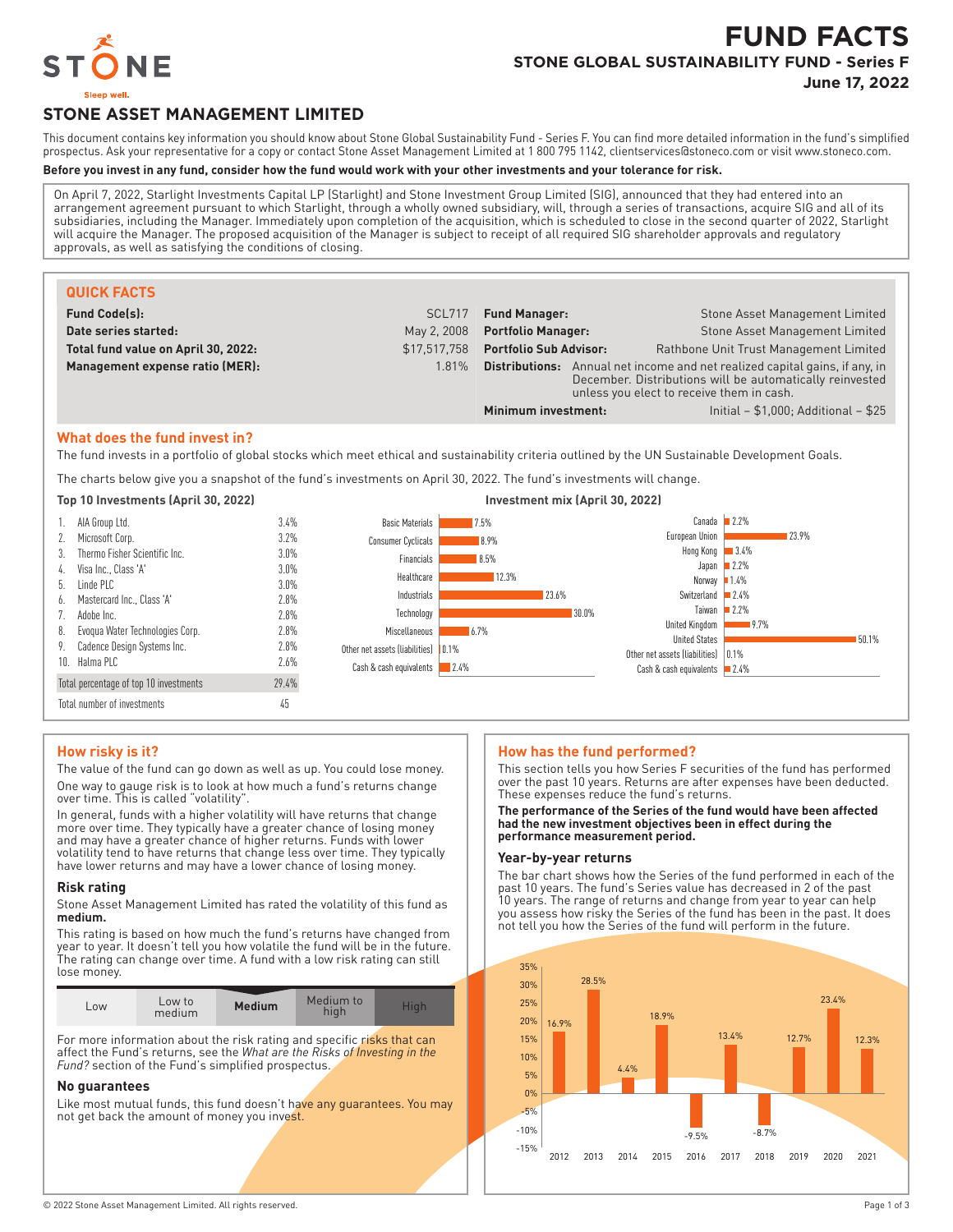# FUND FACTS

## STONE GLOBAL SUSTAINABILITY FUND - Series F

**June 17, 2022**

STONE

Sleep well.

## STONE ASSET MANAGEMENT LIMITED

This document contains key information you should know about Stone Global Sustainability Fund - Series F. You can find more detailed information in the fund's simplified prospectus. Ask your representative for a copy or contact Stone Asset Management Limited at 1 800 795 1142, clientservices@stoneco.com or visit www.stoneco.com.

**Before you invest in any fund, consider how the fund would work with your other investments and your tolerance for risk.**

On April 7, 2022, Starlight Investments Capital LP (Starlight) and Stone Investment Group Limited (SIG), announced that they had entered into an arrangement agreement pursuant to which Starlight, through a wholly owned subsidiary, will, through a series of transactions, acquire SIG and all of its subsidiaries, including the Manager. Immediately upon completion of the acquisition, which is scheduled to close in the second quarter of 2022, Starlight will acquire the Manager. The proposed acquisition of the Manager is subject to receipt of all required SIG shareholder approvals and regulatory approvals, as well as satisfying the conditions of closing.

### QUICK FACTS

| | | | |
|---|---|---|---|
| **Fund Code(s):** | SCL717 | **Fund Manager:** | Stone Asset Management Limited |
| **Date series started:** | May 2, 2008 | **Portfolio Manager:** | Stone Asset Management Limited |
| **Total fund value on April 30, 2022:** | $17,517,758 | **Portfolio Sub Advisor:** | Rathbone Unit Trust Management Limited |
| **Management expense ratio (MER):** | 1.81% | **Distributions:** | Annual net income and net realized capital gains, if any, in December. Distributions will be automatically reinvested unless you elect to receive them in cash. |
| | | **Minimum investment:** | Initial – $1,000; Additional – $25 |

### What does the fund invest in?

The fund invests in a portfolio of global stocks which meet ethical and sustainability criteria outlined by the UN Sustainable Development Goals.

The charts below give you a snapshot of the fund's investments on April 30, 2022. The fund's investments will change.

**Top 10 Investments (April 30, 2022)**

| | |
|---|---|
| 1. AIA Group Ltd. | 3.4% |
| 2. Microsoft Corp. | 3.2% |
| 3. Thermo Fisher Scientific Inc. | 3.0% |
| 4. Visa Inc., Class 'A' | 3.0% |
| 5. Linde PLC | 3.0% |
| 6. Mastercard Inc., Class 'A' | 2.8% |
| 7. Adobe Inc. | 2.8% |
| 8. Evoqua Water Technologies Corp. | 2.8% |
| 9. Cadence Design Systems Inc. | 2.8% |
| 10. Halma PLC | 2.6% |
| Total percentage of top 10 investments | 29.4% |
| Total number of investments | 45 |

**Investment mix (April 30, 2022)**

Basic Materials 7.5%
Consumer Cyclicals 8.9%
Financials 8.5%
Healthcare 12.3%
Industrials 23.6%
Technology 30.0%
Miscellaneous 6.7%
Other net assets (liabilities) 0.1%
Cash & cash equivalents 2.4%

Canada 2.2%
European Union 23.9%
Hong Kong 3.4%
Japan 2.2%
Norway 1.4%
Switzerland 2.4%
Taiwan 2.2%
United Kingdom 9.7%
United States 50.1%
Other net assets (liabilities) 0.1%
Cash & cash equivalents 2.4%

### How risky is it?

The value of the fund can go down as well as up. You could lose money.

One way to gauge risk is to look at how much a fund's returns change over time. This is called "volatility".

In general, funds with a higher volatility will have returns that change more over time. They typically have a greater chance of losing money and may have a greater chance of higher returns. Funds with lower volatility tend to have returns that change less over time. They typically have lower returns and may have a lower chance of losing money.

#### Risk rating

Stone Asset Management Limited has rated the volatility of this fund as **medium.**

This rating is based on how much the fund's returns have changed from year to year. It doesn't tell you how volatile the fund will be in the future. The rating can change over time. A fund with a low risk rating can still lose money.

| Low | Low to medium | **Medium** | Medium to high | High |
|---|---|---|---|---|

For more information about the risk rating and specific risks that can affect the Fund's returns, see the *What are the Risks of Investing in the Fund?* section of the Fund's simplified prospectus.

#### No guarantees

Like most mutual funds, this fund doesn't have any guarantees. You may not get back the amount of money you invest.

### How has the fund performed?

This section tells you how Series F securities of the fund has performed over the past 10 years. Returns are after expenses have been deducted. These expenses reduce the fund's returns.

**The performance of the Series of the fund would have been affected had the new investment objectives been in effect during the performance measurement period.**

#### Year-by-year returns

The bar chart shows how the Series of the fund performed in each of the past 10 years. The fund's Series value has decreased in 2 of the past 10 years. The range of returns and change from year to year can help you assess how risky the Series of the fund has been in the past. It does not tell you how the Series of the fund will perform in the future.

35%
30%
25%
20%
15%
10%
5%
0%
-5%
-10%
-15%

2012 16.9%
2013 28.5%
2014 4.4%
2015 18.9%
2016 -9.5%
2017 13.4%
2018 -8.7%
2019 12.7%
2020 23.4%
2021 12.3%

© 2022 Stone Asset Management Limited. All rights reserved.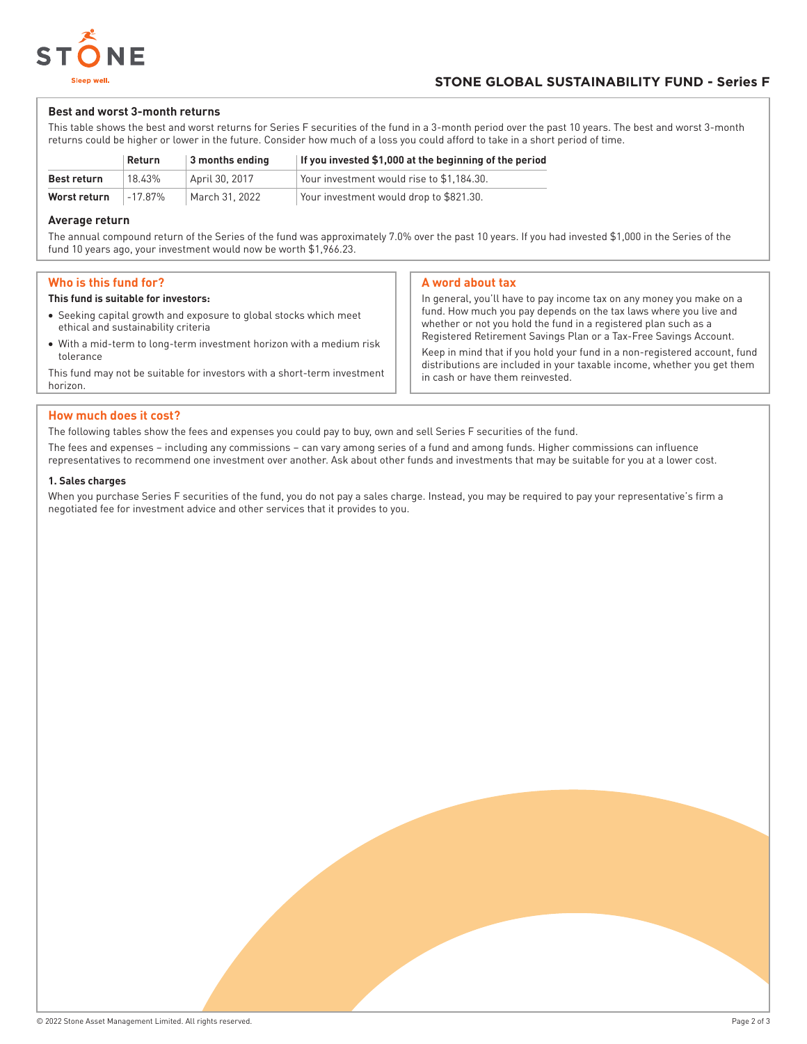### Best and worst 3-month returns

This table shows the best and worst returns for Series F securities of the fund in a 3-month period over the past 10 years. The best and worst 3-month returns could be higher or lower in the future. Consider how much of a loss you could afford to take in a short period of time.

| | Return | 3 months ending | If you invested $1,000 at the beginning of the period |
|---|---|---|---|
| **Best return** | 18.43% | April 30, 2017 | Your investment would rise to $1,184.30. |
| **Worst return** | -17.87% | March 31, 2022 | Your investment would drop to $821.30. |

### Average return

The annual compound return of the Series of the fund was approximately 7.0% over the past 10 years. If you had invested $1,000 in the Series of the fund 10 years ago, your investment would now be worth $1,966.23.

## Who is this fund for?

**This fund is suitable for investors:**

- Seeking capital growth and exposure to global stocks which meet ethical and sustainability criteria
- With a mid-term to long-term investment horizon with a medium risk tolerance

This fund may not be suitable for investors with a short-term investment horizon.

## A word about tax

In general, you'll have to pay income tax on any money you make on a fund. How much you pay depends on the tax laws where you live and whether or not you hold the fund in a registered plan such as a Registered Retirement Savings Plan or a Tax-Free Savings Account.

Keep in mind that if you hold your fund in a non-registered account, fund distributions are included in your taxable income, whether you get them in cash or have them reinvested.

## How much does it cost?

The following tables show the fees and expenses you could pay to buy, own and sell Series F securities of the fund.

The fees and expenses – including any commissions – can vary among series of a fund and among funds. Higher commissions can influence representatives to recommend one investment over another. Ask about other funds and investments that may be suitable for you at a lower cost.

#### 1. Sales charges

When you purchase Series F securities of the fund, you do not pay a sales charge. Instead, you may be required to pay your representative's firm a negotiated fee for investment advice and other services that it provides to you.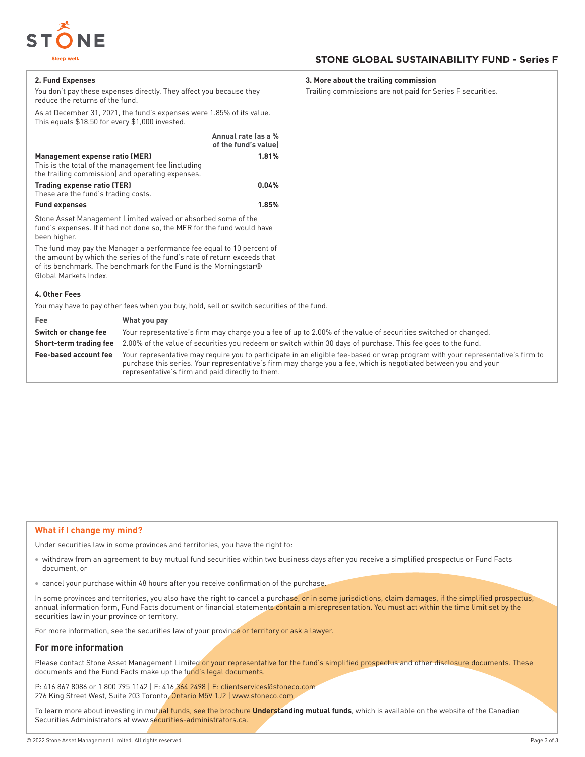# STONE GLOBAL SUSTAINABILITY FUND - Series F

### 2. Fund Expenses

You don't pay these expenses directly. They affect you because they reduce the returns of the fund.

As at December 31, 2021, the fund's expenses were 1.85% of its value. This equals $18.50 for every $1,000 invested.

| | Annual rate (as a % of the fund's value) |
|---|---|
| **Management expense ratio (MER)** This is the total of the management fee (including the trailing commission) and operating expenses. | **1.81%** |
| **Trading expense ratio (TER)** These are the fund's trading costs. | **0.04%** |
| **Fund expenses** | **1.85%** |

Stone Asset Management Limited waived or absorbed some of the fund's expenses. If it had not done so, the MER for the fund would have been higher.

The fund may pay the Manager a performance fee equal to 10 percent of the amount by which the series of the fund's rate of return exceeds that of its benchmark. The benchmark for the Fund is the Morningstar® Global Markets Index.

### 3. More about the trailing commission

Trailing commissions are not paid for Series F securities.

### 4. Other Fees

You may have to pay other fees when you buy, hold, sell or switch securities of the fund.

| Fee | What you pay |
|---|---|
| **Switch or change fee** | Your representative's firm may charge you a fee of up to 2.00% of the value of securities switched or changed. |
| **Short-term trading fee** | 2.00% of the value of securities you redeem or switch within 30 days of purchase. This fee goes to the fund. |
| **Fee-based account fee** | Your representative may require you to participate in an eligible fee-based or wrap program with your representative's firm to purchase this series. Your representative's firm may charge you a fee, which is negotiated between you and your representative's firm and paid directly to them. |

## What if I change my mind?

Under securities law in some provinces and territories, you have the right to:

- withdraw from an agreement to buy mutual fund securities within two business days after you receive a simplified prospectus or Fund Facts document, or
- cancel your purchase within 48 hours after you receive confirmation of the purchase.

In some provinces and territories, you also have the right to cancel a purchase, or in some jurisdictions, claim damages, if the simplified prospectus, annual information form, Fund Facts document or financial statements contain a misrepresentation. You must act within the time limit set by the securities law in your province or territory.

For more information, see the securities law of your province or territory or ask a lawyer.

## For more information

Please contact Stone Asset Management Limited or your representative for the fund's simplified prospectus and other disclosure documents. These documents and the Fund Facts make up the fund's legal documents.

P: 416 867 8086 or 1 800 795 1142 | F: 416 364 2498 | E: clientservices@stoneco.com
276 King Street West, Suite 203 Toronto, Ontario M5V 1J2 | www.stoneco.com

To learn more about investing in mutual funds, see the brochure **Understanding mutual funds**, which is available on the website of the Canadian Securities Administrators at www.securities-administrators.ca.

© 2022 Stone Asset Management Limited. All rights reserved.